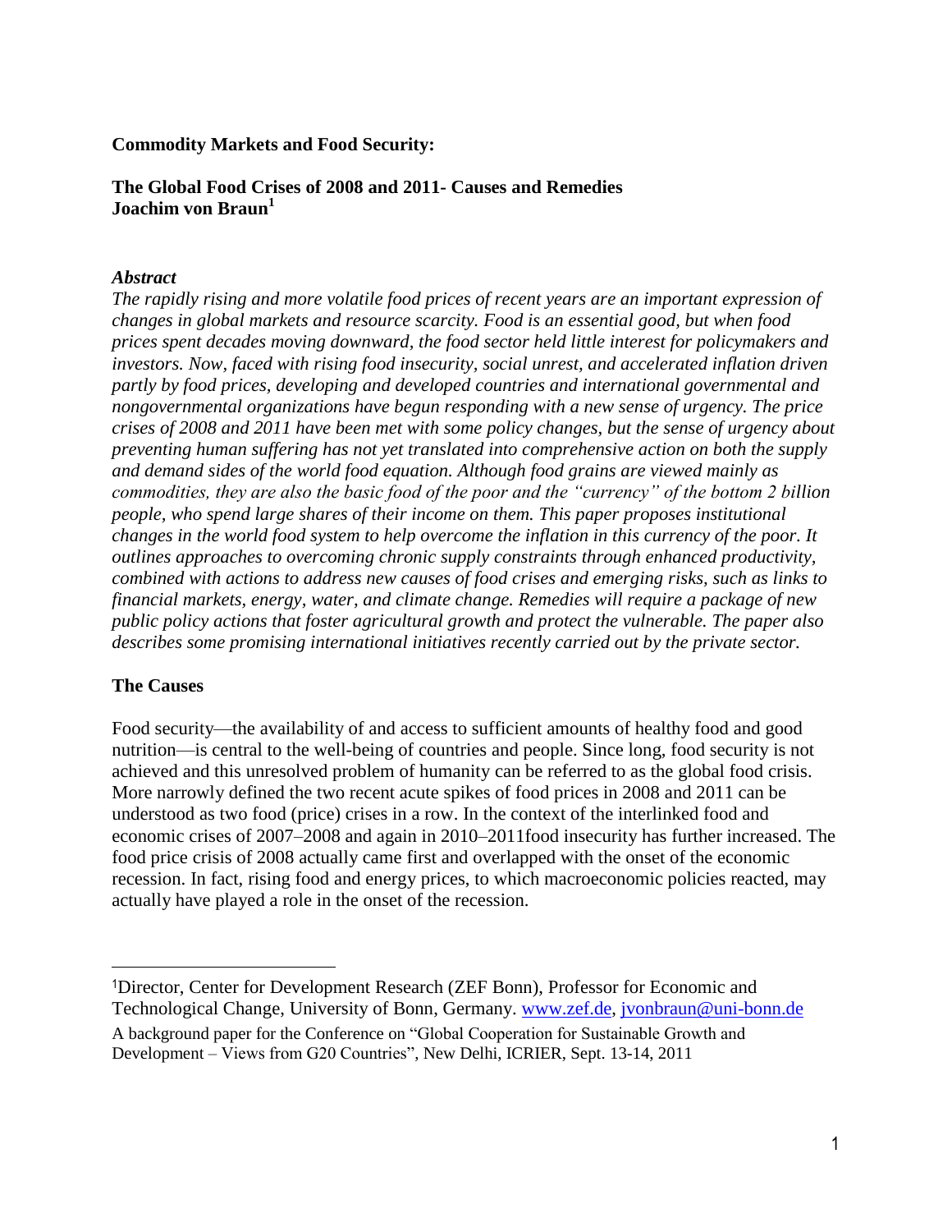**Commodity Markets and Food Security:**

**The Global Food Crises of 2008 and 2011- Causes and Remedies**
**Joachim von Braun**[1]

***Abstract***

*The rapidly rising and more volatile food prices of recent years are an important expression of changes in global markets and resource scarcity. Food is an essential good, but when food prices spent decades moving downward, the food sector held little interest for policymakers and investors. Now, faced with rising food insecurity, social unrest, and accelerated inflation driven partly by food prices, developing and developed countries and international governmental and nongovernmental organizations have begun responding with a new sense of urgency. The price crises of 2008 and 2011 have been met with some policy changes, but the sense of urgency about preventing human suffering has not yet translated into comprehensive action on both the supply and demand sides of the world food equation. Although food grains are viewed mainly as commodities, they are also the basic food of the poor and the "currency" of the bottom 2 billion people, who spend large shares of their income on them. This paper proposes institutional changes in the world food system to help overcome the inflation in this currency of the poor. It outlines approaches to overcoming chronic supply constraints through enhanced productivity, combined with actions to address new causes of food crises and emerging risks, such as links to financial markets, energy, water, and climate change. Remedies will require a package of new public policy actions that foster agricultural growth and protect the vulnerable. The paper also describes some promising international initiatives recently carried out by the private sector.*

**The Causes**

Food security—the availability of and access to sufficient amounts of healthy food and good nutrition—is central to the well-being of countries and people. Since long, food security is not achieved and this unresolved problem of humanity can be referred to as the global food crisis. More narrowly defined the two recent acute spikes of food prices in 2008 and 2011 can be understood as two food (price) crises in a row. In the context of the interlinked food and economic crises of 2007–2008 and again in 2010–2011food insecurity has further increased. The food price crisis of 2008 actually came first and overlapped with the onset of the economic recession. In fact, rising food and energy prices, to which macroeconomic policies reacted, may actually have played a role in the onset of the recession.

---

[1]Director, Center for Development Research (ZEF Bonn), Professor for Economic and Technological Change, University of Bonn, Germany. www.zef.de, jvonbraun@uni-bonn.de

A background paper for the Conference on "Global Cooperation for Sustainable Growth and Development – Views from G20 Countries", New Delhi, ICRIER, Sept. 13-14, 2011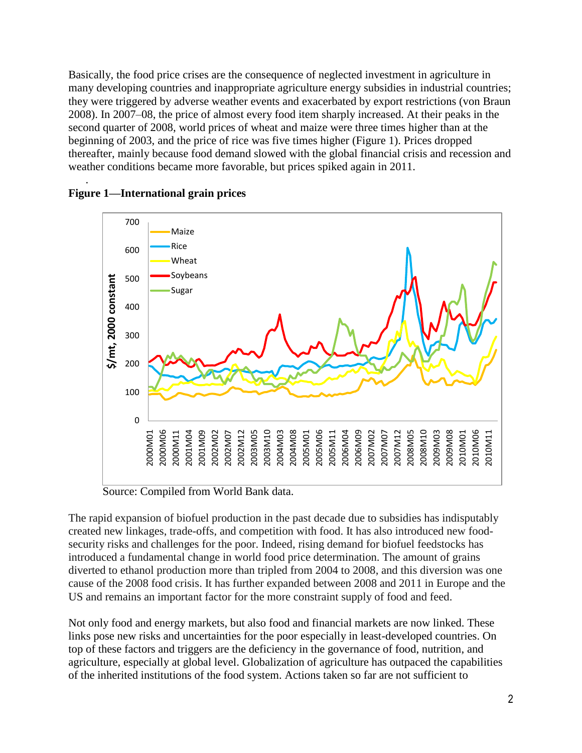Basically, the food price crises are the consequence of neglected investment in agriculture in many developing countries and inappropriate agriculture energy subsidies in industrial countries; they were triggered by adverse weather events and exacerbated by export restrictions (von Braun 2008). In 2007–08, the price of almost every food item sharply increased. At their peaks in the second quarter of 2008, world prices of wheat and maize were three times higher than at the beginning of 2003, and the price of rice was five times higher (Figure 1). Prices dropped thereafter, mainly because food demand slowed with the global financial crisis and recession and weather conditions became more favorable, but prices spiked again in 2011.

**Figure 1—International grain prices**

Source: Compiled from World Bank data.

The rapid expansion of biofuel production in the past decade due to subsidies has indisputably created new linkages, trade-offs, and competition with food. It has also introduced new food-security risks and challenges for the poor. Indeed, rising demand for biofuel feedstocks has introduced a fundamental change in world food price determination. The amount of grains diverted to ethanol production more than tripled from 2004 to 2008, and this diversion was one cause of the 2008 food crisis. It has further expanded between 2008 and 2011 in Europe and the US and remains an important factor for the more constraint supply of food and feed.

Not only food and energy markets, but also food and financial markets are now linked. These links pose new risks and uncertainties for the poor especially in least-developed countries. On top of these factors and triggers are the deficiency in the governance of food, nutrition, and agriculture, especially at global level. Globalization of agriculture has outpaced the capabilities of the inherited institutions of the food system. Actions taken so far are not sufficient to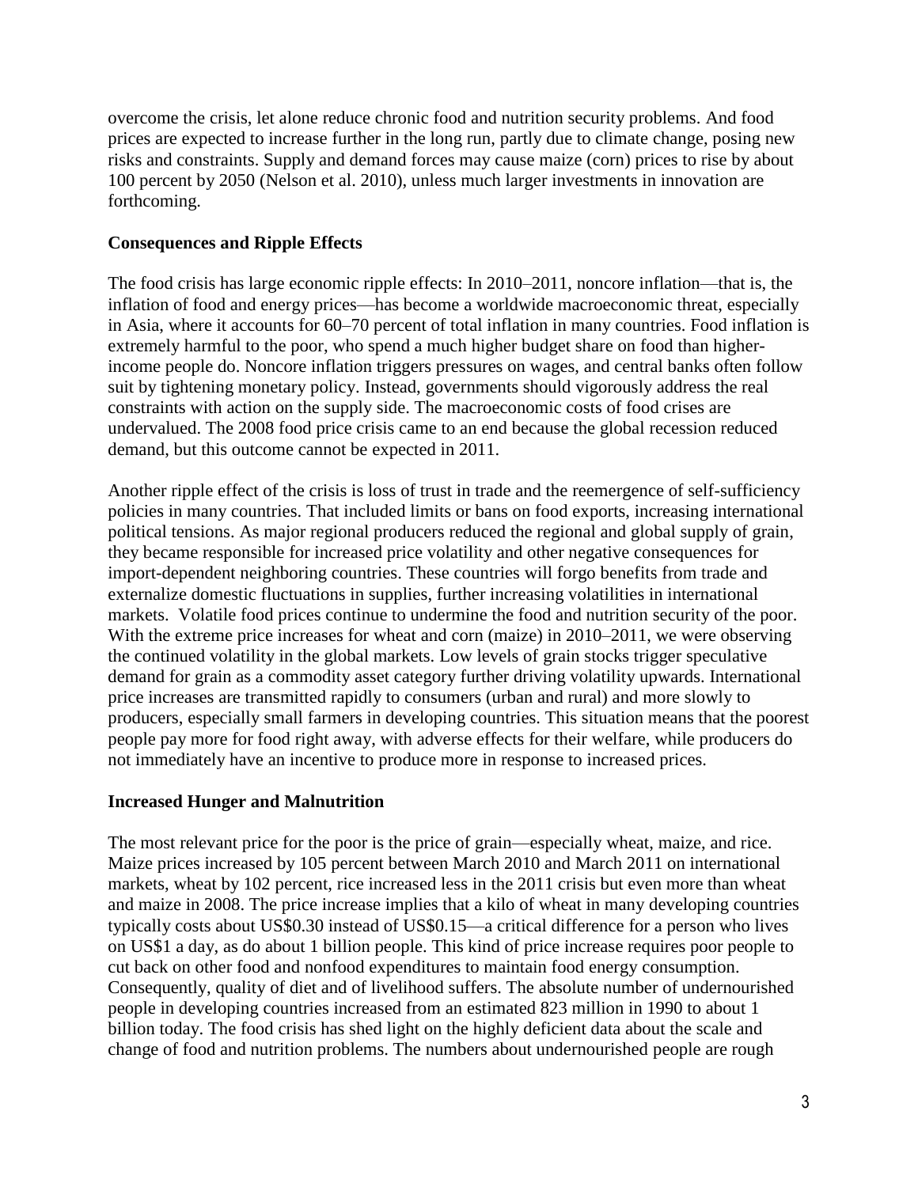overcome the crisis, let alone reduce chronic food and nutrition security problems. And food prices are expected to increase further in the long run, partly due to climate change, posing new risks and constraints. Supply and demand forces may cause maize (corn) prices to rise by about 100 percent by 2050 (Nelson et al. 2010), unless much larger investments in innovation are forthcoming.

**Consequences and Ripple Effects**

The food crisis has large economic ripple effects: In 2010–2011, noncore inflation—that is, the inflation of food and energy prices—has become a worldwide macroeconomic threat, especially in Asia, where it accounts for 60–70 percent of total inflation in many countries. Food inflation is extremely harmful to the poor, who spend a much higher budget share on food than higher-income people do. Noncore inflation triggers pressures on wages, and central banks often follow suit by tightening monetary policy. Instead, governments should vigorously address the real constraints with action on the supply side. The macroeconomic costs of food crises are undervalued. The 2008 food price crisis came to an end because the global recession reduced demand, but this outcome cannot be expected in 2011.

Another ripple effect of the crisis is loss of trust in trade and the reemergence of self-sufficiency policies in many countries. That included limits or bans on food exports, increasing international political tensions. As major regional producers reduced the regional and global supply of grain, they became responsible for increased price volatility and other negative consequences for import-dependent neighboring countries. These countries will forgo benefits from trade and externalize domestic fluctuations in supplies, further increasing volatilities in international markets. Volatile food prices continue to undermine the food and nutrition security of the poor. With the extreme price increases for wheat and corn (maize) in 2010–2011, we were observing the continued volatility in the global markets. Low levels of grain stocks trigger speculative demand for grain as a commodity asset category further driving volatility upwards. International price increases are transmitted rapidly to consumers (urban and rural) and more slowly to producers, especially small farmers in developing countries. This situation means that the poorest people pay more for food right away, with adverse effects for their welfare, while producers do not immediately have an incentive to produce more in response to increased prices.

**Increased Hunger and Malnutrition**

The most relevant price for the poor is the price of grain—especially wheat, maize, and rice. Maize prices increased by 105 percent between March 2010 and March 2011 on international markets, wheat by 102 percent, rice increased less in the 2011 crisis but even more than wheat and maize in 2008. The price increase implies that a kilo of wheat in many developing countries typically costs about US$0.30 instead of US$0.15—a critical difference for a person who lives on US$1 a day, as do about 1 billion people. This kind of price increase requires poor people to cut back on other food and nonfood expenditures to maintain food energy consumption. Consequently, quality of diet and of livelihood suffers. The absolute number of undernourished people in developing countries increased from an estimated 823 million in 1990 to about 1 billion today. The food crisis has shed light on the highly deficient data about the scale and change of food and nutrition problems. The numbers about undernourished people are rough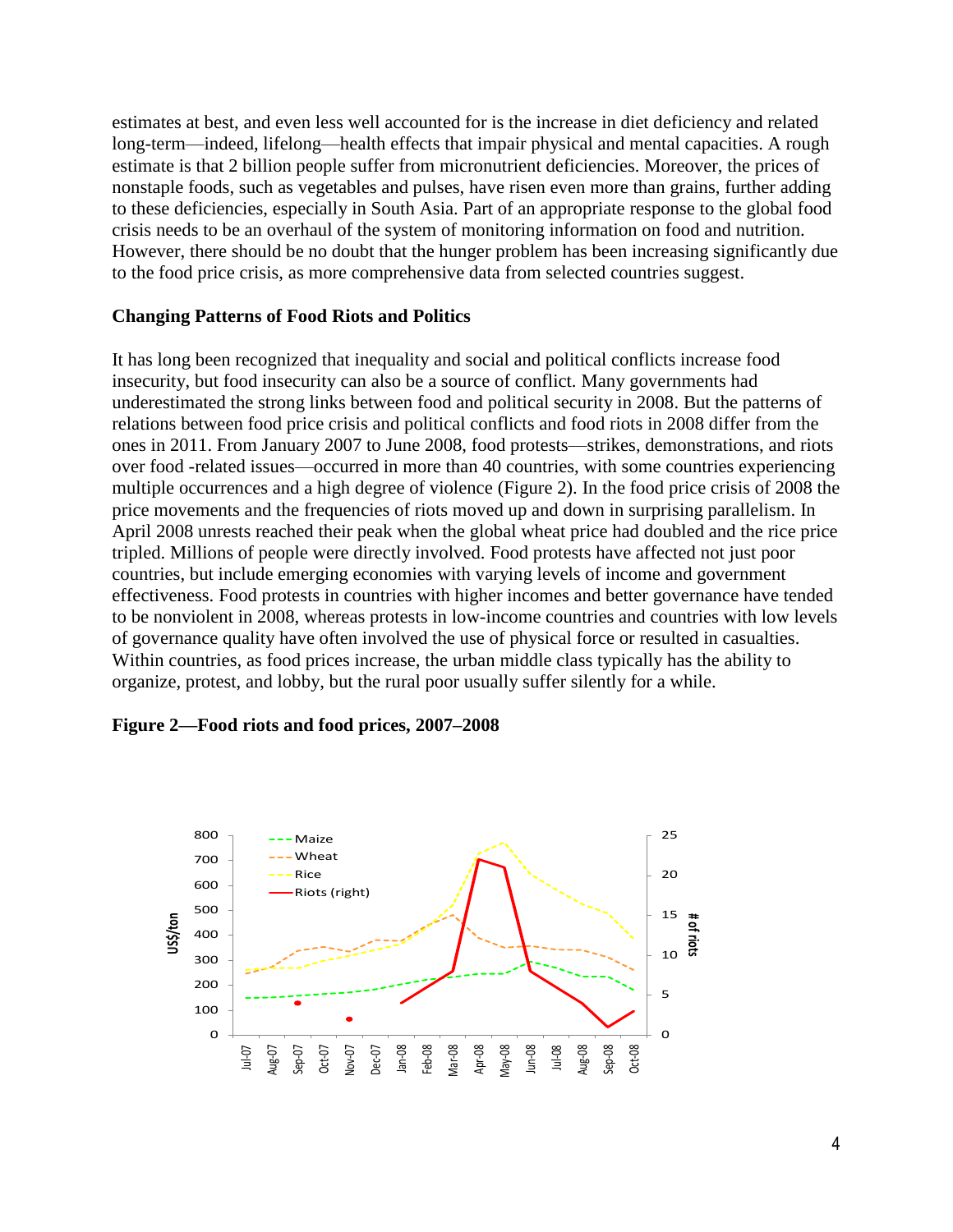estimates at best, and even less well accounted for is the increase in diet deficiency and related long-term—indeed, lifelong—health effects that impair physical and mental capacities. A rough estimate is that 2 billion people suffer from micronutrient deficiencies. Moreover, the prices of nonstaple foods, such as vegetables and pulses, have risen even more than grains, further adding to these deficiencies, especially in South Asia. Part of an appropriate response to the global food crisis needs to be an overhaul of the system of monitoring information on food and nutrition. However, there should be no doubt that the hunger problem has been increasing significantly due to the food price crisis, as more comprehensive data from selected countries suggest.

### Changing Patterns of Food Riots and Politics

It has long been recognized that inequality and social and political conflicts increase food insecurity, but food insecurity can also be a source of conflict. Many governments had underestimated the strong links between food and political security in 2008. But the patterns of relations between food price crisis and political conflicts and food riots in 2008 differ from the ones in 2011. From January 2007 to June 2008, food protests—strikes, demonstrations, and riots over food -related issues—occurred in more than 40 countries, with some countries experiencing multiple occurrences and a high degree of violence (Figure 2). In the food price crisis of 2008 the price movements and the frequencies of riots moved up and down in surprising parallelism. In April 2008 unrests reached their peak when the global wheat price had doubled and the rice price tripled. Millions of people were directly involved. Food protests have affected not just poor countries, but include emerging economies with varying levels of income and government effectiveness. Food protests in countries with higher incomes and better governance have tended to be nonviolent in 2008, whereas protests in low-income countries and countries with low levels of governance quality have often involved the use of physical force or resulted in casualties. Within countries, as food prices increase, the urban middle class typically has the ability to organize, protest, and lobby, but the rural poor usually suffer silently for a while.

**Figure 2—Food riots and food prices, 2007–2008**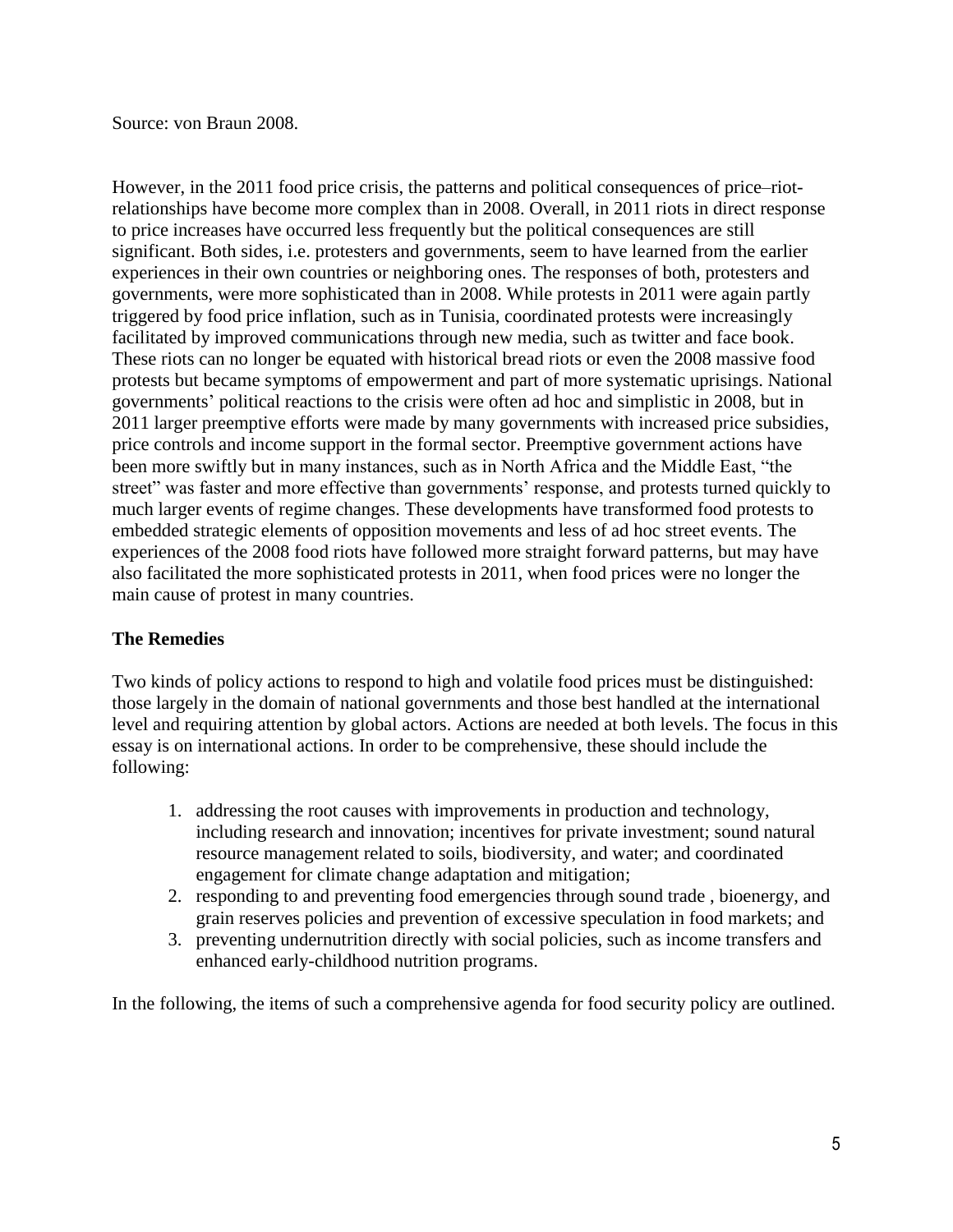Source: von Braun 2008.

However, in the 2011 food price crisis, the patterns and political consequences of price–riot-relationships have become more complex than in 2008. Overall, in 2011 riots in direct response to price increases have occurred less frequently but the political consequences are still significant. Both sides, i.e. protesters and governments, seem to have learned from the earlier experiences in their own countries or neighboring ones. The responses of both, protesters and governments, were more sophisticated than in 2008. While protests in 2011 were again partly triggered by food price inflation, such as in Tunisia, coordinated protests were increasingly facilitated by improved communications through new media, such as twitter and face book. These riots can no longer be equated with historical bread riots or even the 2008 massive food protests but became symptoms of empowerment and part of more systematic uprisings. National governments' political reactions to the crisis were often ad hoc and simplistic in 2008, but in 2011 larger preemptive efforts were made by many governments with increased price subsidies, price controls and income support in the formal sector. Preemptive government actions have been more swiftly but in many instances, such as in North Africa and the Middle East, "the street" was faster and more effective than governments' response, and protests turned quickly to much larger events of regime changes. These developments have transformed food protests to embedded strategic elements of opposition movements and less of ad hoc street events. The experiences of the 2008 food riots have followed more straight forward patterns, but may have also facilitated the more sophisticated protests in 2011, when food prices were no longer the main cause of protest in many countries.

**The Remedies**

Two kinds of policy actions to respond to high and volatile food prices must be distinguished: those largely in the domain of national governments and those best handled at the international level and requiring attention by global actors. Actions are needed at both levels. The focus in this essay is on international actions. In order to be comprehensive, these should include the following:

1. addressing the root causes with improvements in production and technology, including research and innovation; incentives for private investment; sound natural resource management related to soils, biodiversity, and water; and coordinated engagement for climate change adaptation and mitigation;
2. responding to and preventing food emergencies through sound trade , bioenergy, and grain reserves policies and prevention of excessive speculation in food markets; and
3. preventing undernutrition directly with social policies, such as income transfers and enhanced early-childhood nutrition programs.

In the following, the items of such a comprehensive agenda for food security policy are outlined.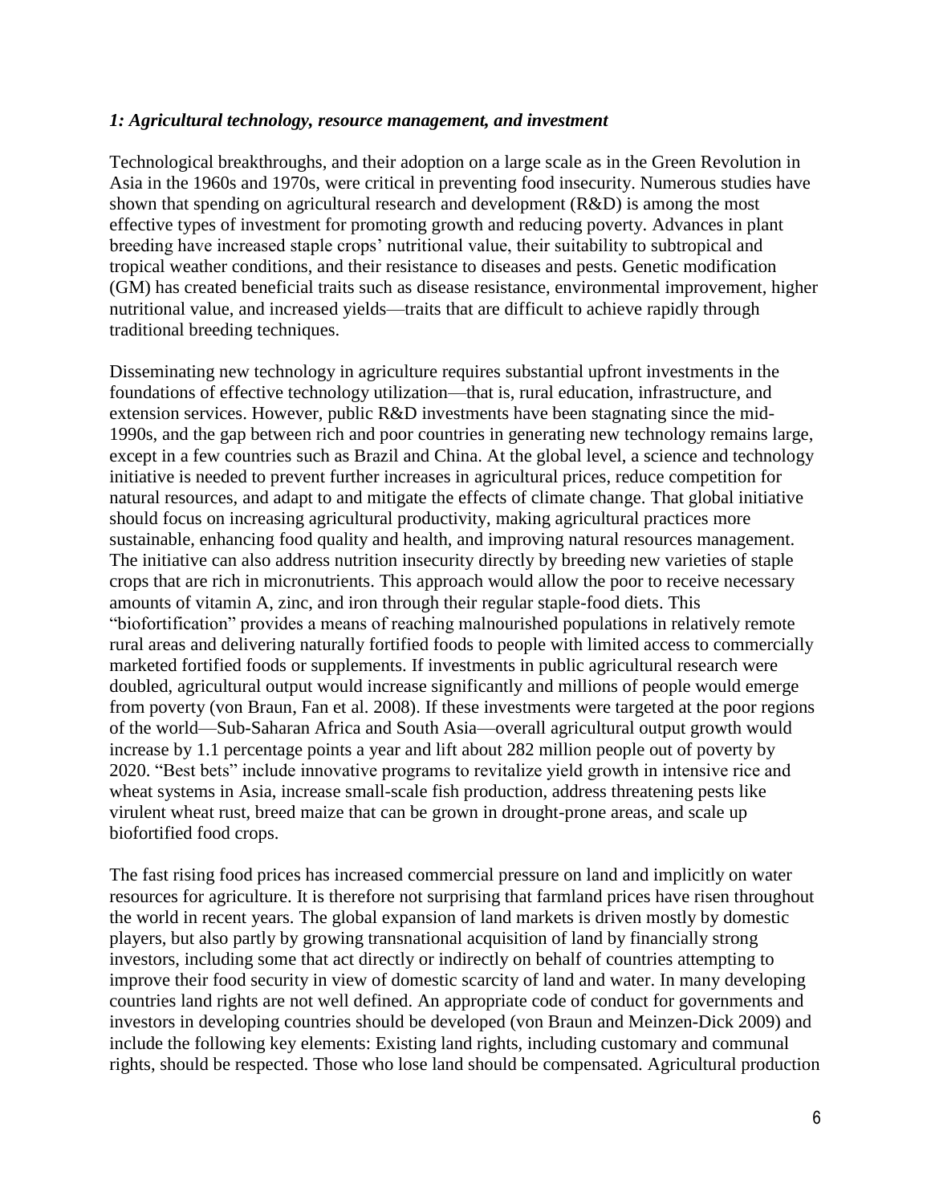### *1: Agricultural technology, resource management, and investment*

Technological breakthroughs, and their adoption on a large scale as in the Green Revolution in Asia in the 1960s and 1970s, were critical in preventing food insecurity. Numerous studies have shown that spending on agricultural research and development (R&D) is among the most effective types of investment for promoting growth and reducing poverty. Advances in plant breeding have increased staple crops' nutritional value, their suitability to subtropical and tropical weather conditions, and their resistance to diseases and pests. Genetic modification (GM) has created beneficial traits such as disease resistance, environmental improvement, higher nutritional value, and increased yields—traits that are difficult to achieve rapidly through traditional breeding techniques.

Disseminating new technology in agriculture requires substantial upfront investments in the foundations of effective technology utilization—that is, rural education, infrastructure, and extension services. However, public R&D investments have been stagnating since the mid-1990s, and the gap between rich and poor countries in generating new technology remains large, except in a few countries such as Brazil and China. At the global level, a science and technology initiative is needed to prevent further increases in agricultural prices, reduce competition for natural resources, and adapt to and mitigate the effects of climate change. That global initiative should focus on increasing agricultural productivity, making agricultural practices more sustainable, enhancing food quality and health, and improving natural resources management. The initiative can also address nutrition insecurity directly by breeding new varieties of staple crops that are rich in micronutrients. This approach would allow the poor to receive necessary amounts of vitamin A, zinc, and iron through their regular staple-food diets. This "biofortification" provides a means of reaching malnourished populations in relatively remote rural areas and delivering naturally fortified foods to people with limited access to commercially marketed fortified foods or supplements. If investments in public agricultural research were doubled, agricultural output would increase significantly and millions of people would emerge from poverty (von Braun, Fan et al. 2008). If these investments were targeted at the poor regions of the world—Sub-Saharan Africa and South Asia—overall agricultural output growth would increase by 1.1 percentage points a year and lift about 282 million people out of poverty by 2020. "Best bets" include innovative programs to revitalize yield growth in intensive rice and wheat systems in Asia, increase small-scale fish production, address threatening pests like virulent wheat rust, breed maize that can be grown in drought-prone areas, and scale up biofortified food crops.

The fast rising food prices has increased commercial pressure on land and implicitly on water resources for agriculture. It is therefore not surprising that farmland prices have risen throughout the world in recent years. The global expansion of land markets is driven mostly by domestic players, but also partly by growing transnational acquisition of land by financially strong investors, including some that act directly or indirectly on behalf of countries attempting to improve their food security in view of domestic scarcity of land and water. In many developing countries land rights are not well defined. An appropriate code of conduct for governments and investors in developing countries should be developed (von Braun and Meinzen-Dick 2009) and include the following key elements: Existing land rights, including customary and communal rights, should be respected. Those who lose land should be compensated. Agricultural production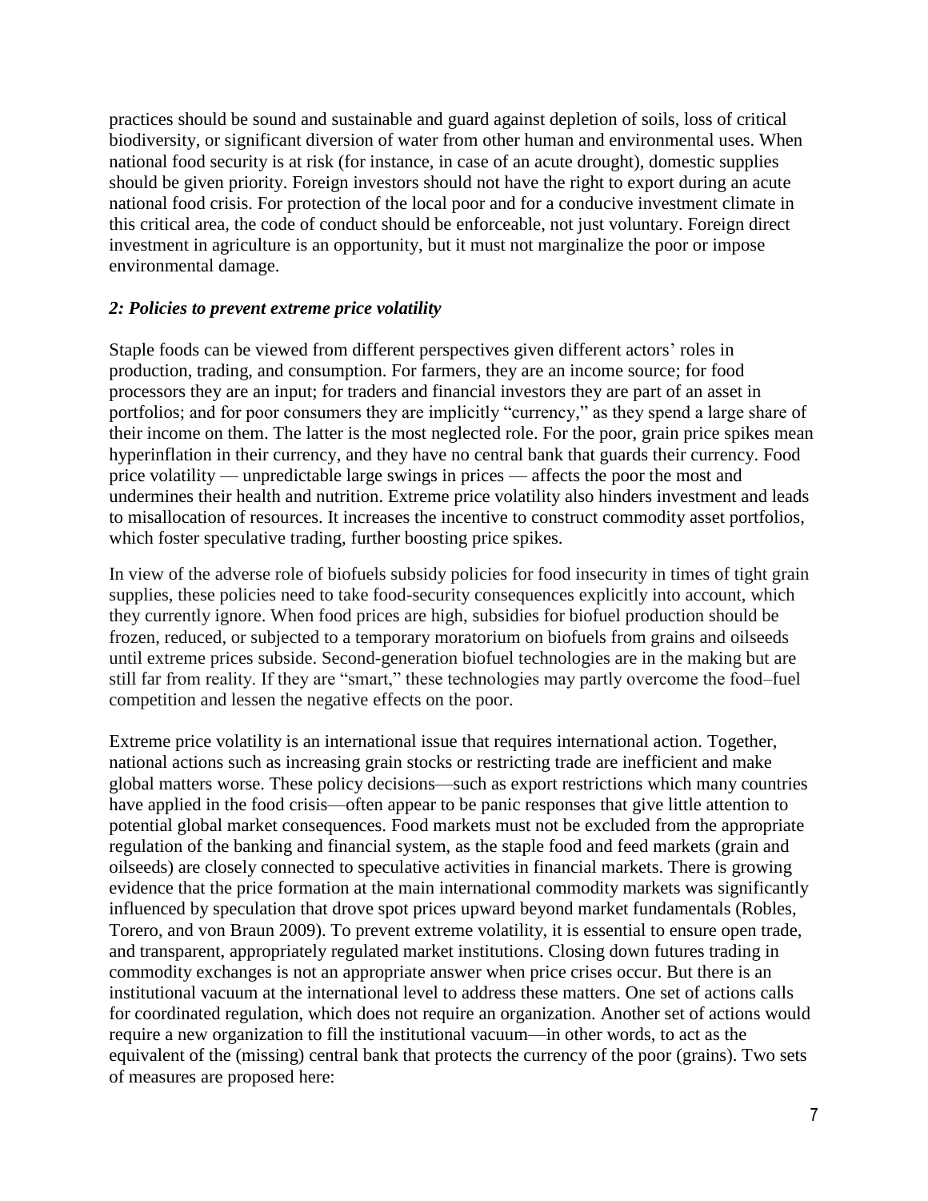practices should be sound and sustainable and guard against depletion of soils, loss of critical biodiversity, or significant diversion of water from other human and environmental uses. When national food security is at risk (for instance, in case of an acute drought), domestic supplies should be given priority. Foreign investors should not have the right to export during an acute national food crisis. For protection of the local poor and for a conducive investment climate in this critical area, the code of conduct should be enforceable, not just voluntary. Foreign direct investment in agriculture is an opportunity, but it must not marginalize the poor or impose environmental damage.

### *2: Policies to prevent extreme price volatility*

Staple foods can be viewed from different perspectives given different actors' roles in production, trading, and consumption. For farmers, they are an income source; for food processors they are an input; for traders and financial investors they are part of an asset in portfolios; and for poor consumers they are implicitly "currency," as they spend a large share of their income on them. The latter is the most neglected role. For the poor, grain price spikes mean hyperinflation in their currency, and they have no central bank that guards their currency. Food price volatility — unpredictable large swings in prices — affects the poor the most and undermines their health and nutrition. Extreme price volatility also hinders investment and leads to misallocation of resources. It increases the incentive to construct commodity asset portfolios, which foster speculative trading, further boosting price spikes.

In view of the adverse role of biofuels subsidy policies for food insecurity in times of tight grain supplies, these policies need to take food-security consequences explicitly into account, which they currently ignore. When food prices are high, subsidies for biofuel production should be frozen, reduced, or subjected to a temporary moratorium on biofuels from grains and oilseeds until extreme prices subside. Second-generation biofuel technologies are in the making but are still far from reality. If they are "smart," these technologies may partly overcome the food–fuel competition and lessen the negative effects on the poor.

Extreme price volatility is an international issue that requires international action. Together, national actions such as increasing grain stocks or restricting trade are inefficient and make global matters worse. These policy decisions—such as export restrictions which many countries have applied in the food crisis—often appear to be panic responses that give little attention to potential global market consequences. Food markets must not be excluded from the appropriate regulation of the banking and financial system, as the staple food and feed markets (grain and oilseeds) are closely connected to speculative activities in financial markets. There is growing evidence that the price formation at the main international commodity markets was significantly influenced by speculation that drove spot prices upward beyond market fundamentals (Robles, Torero, and von Braun 2009). To prevent extreme volatility, it is essential to ensure open trade, and transparent, appropriately regulated market institutions. Closing down futures trading in commodity exchanges is not an appropriate answer when price crises occur. But there is an institutional vacuum at the international level to address these matters. One set of actions calls for coordinated regulation, which does not require an organization. Another set of actions would require a new organization to fill the institutional vacuum—in other words, to act as the equivalent of the (missing) central bank that protects the currency of the poor (grains). Two sets of measures are proposed here: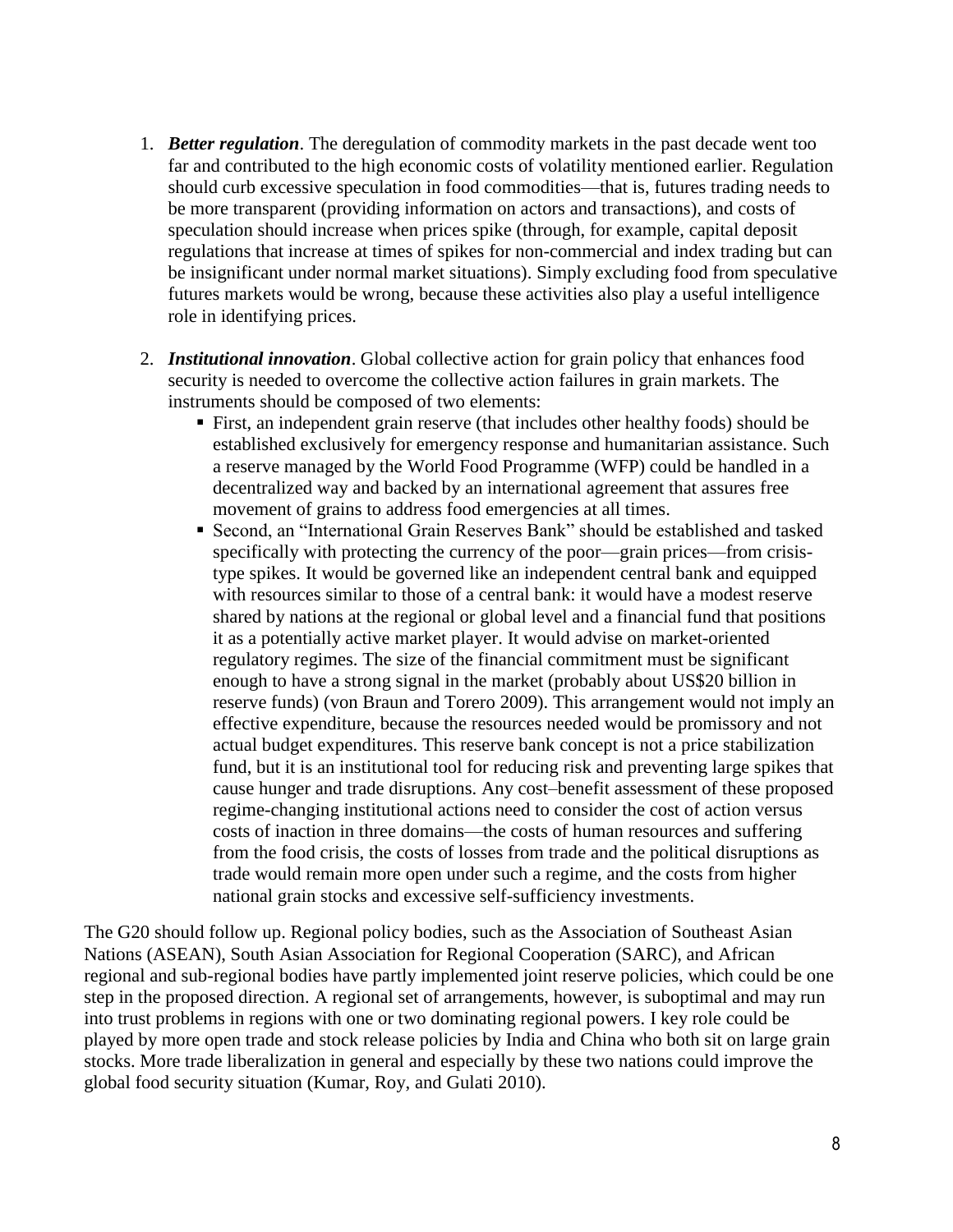1. ***Better regulation***. The deregulation of commodity markets in the past decade went too far and contributed to the high economic costs of volatility mentioned earlier. Regulation should curb excessive speculation in food commodities—that is, futures trading needs to be more transparent (providing information on actors and transactions), and costs of speculation should increase when prices spike (through, for example, capital deposit regulations that increase at times of spikes for non-commercial and index trading but can be insignificant under normal market situations). Simply excluding food from speculative futures markets would be wrong, because these activities also play a useful intelligence role in identifying prices.

2. ***Institutional innovation***. Global collective action for grain policy that enhances food security is needed to overcome the collective action failures in grain markets. The instruments should be composed of two elements:
   - First, an independent grain reserve (that includes other healthy foods) should be established exclusively for emergency response and humanitarian assistance. Such a reserve managed by the World Food Programme (WFP) could be handled in a decentralized way and backed by an international agreement that assures free movement of grains to address food emergencies at all times.
   - Second, an "International Grain Reserves Bank" should be established and tasked specifically with protecting the currency of the poor—grain prices—from crisis-type spikes. It would be governed like an independent central bank and equipped with resources similar to those of a central bank: it would have a modest reserve shared by nations at the regional or global level and a financial fund that positions it as a potentially active market player. It would advise on market-oriented regulatory regimes. The size of the financial commitment must be significant enough to have a strong signal in the market (probably about US$20 billion in reserve funds) (von Braun and Torero 2009). This arrangement would not imply an effective expenditure, because the resources needed would be promissory and not actual budget expenditures. This reserve bank concept is not a price stabilization fund, but it is an institutional tool for reducing risk and preventing large spikes that cause hunger and trade disruptions. Any cost–benefit assessment of these proposed regime-changing institutional actions need to consider the cost of action versus costs of inaction in three domains—the costs of human resources and suffering from the food crisis, the costs of losses from trade and the political disruptions as trade would remain more open under such a regime, and the costs from higher national grain stocks and excessive self-sufficiency investments.

The G20 should follow up. Regional policy bodies, such as the Association of Southeast Asian Nations (ASEAN), South Asian Association for Regional Cooperation (SARC), and African regional and sub-regional bodies have partly implemented joint reserve policies, which could be one step in the proposed direction. A regional set of arrangements, however, is suboptimal and may run into trust problems in regions with one or two dominating regional powers. I key role could be played by more open trade and stock release policies by India and China who both sit on large grain stocks. More trade liberalization in general and especially by these two nations could improve the global food security situation (Kumar, Roy, and Gulati 2010).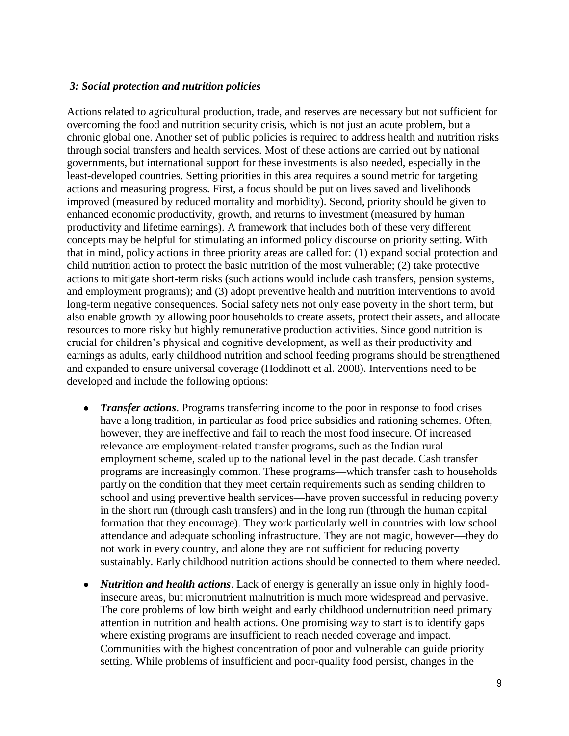### *3: Social protection and nutrition policies*

Actions related to agricultural production, trade, and reserves are necessary but not sufficient for overcoming the food and nutrition security crisis, which is not just an acute problem, but a chronic global one. Another set of public policies is required to address health and nutrition risks through social transfers and health services. Most of these actions are carried out by national governments, but international support for these investments is also needed, especially in the least-developed countries. Setting priorities in this area requires a sound metric for targeting actions and measuring progress. First, a focus should be put on lives saved and livelihoods improved (measured by reduced mortality and morbidity). Second, priority should be given to enhanced economic productivity, growth, and returns to investment (measured by human productivity and lifetime earnings). A framework that includes both of these very different concepts may be helpful for stimulating an informed policy discourse on priority setting. With that in mind, policy actions in three priority areas are called for: (1) expand social protection and child nutrition action to protect the basic nutrition of the most vulnerable; (2) take protective actions to mitigate short-term risks (such actions would include cash transfers, pension systems, and employment programs); and (3) adopt preventive health and nutrition interventions to avoid long-term negative consequences. Social safety nets not only ease poverty in the short term, but also enable growth by allowing poor households to create assets, protect their assets, and allocate resources to more risky but highly remunerative production activities. Since good nutrition is crucial for children's physical and cognitive development, as well as their productivity and earnings as adults, early childhood nutrition and school feeding programs should be strengthened and expanded to ensure universal coverage (Hoddinott et al. 2008). Interventions need to be developed and include the following options:

- ***Transfer actions***. Programs transferring income to the poor in response to food crises have a long tradition, in particular as food price subsidies and rationing schemes. Often, however, they are ineffective and fail to reach the most food insecure. Of increased relevance are employment-related transfer programs, such as the Indian rural employment scheme, scaled up to the national level in the past decade. Cash transfer programs are increasingly common. These programs—which transfer cash to households partly on the condition that they meet certain requirements such as sending children to school and using preventive health services—have proven successful in reducing poverty in the short run (through cash transfers) and in the long run (through the human capital formation that they encourage). They work particularly well in countries with low school attendance and adequate schooling infrastructure. They are not magic, however—they do not work in every country, and alone they are not sufficient for reducing poverty sustainably. Early childhood nutrition actions should be connected to them where needed.

- ***Nutrition and health actions***. Lack of energy is generally an issue only in highly food-insecure areas, but micronutrient malnutrition is much more widespread and pervasive. The core problems of low birth weight and early childhood undernutrition need primary attention in nutrition and health actions. One promising way to start is to identify gaps where existing programs are insufficient to reach needed coverage and impact. Communities with the highest concentration of poor and vulnerable can guide priority setting. While problems of insufficient and poor-quality food persist, changes in the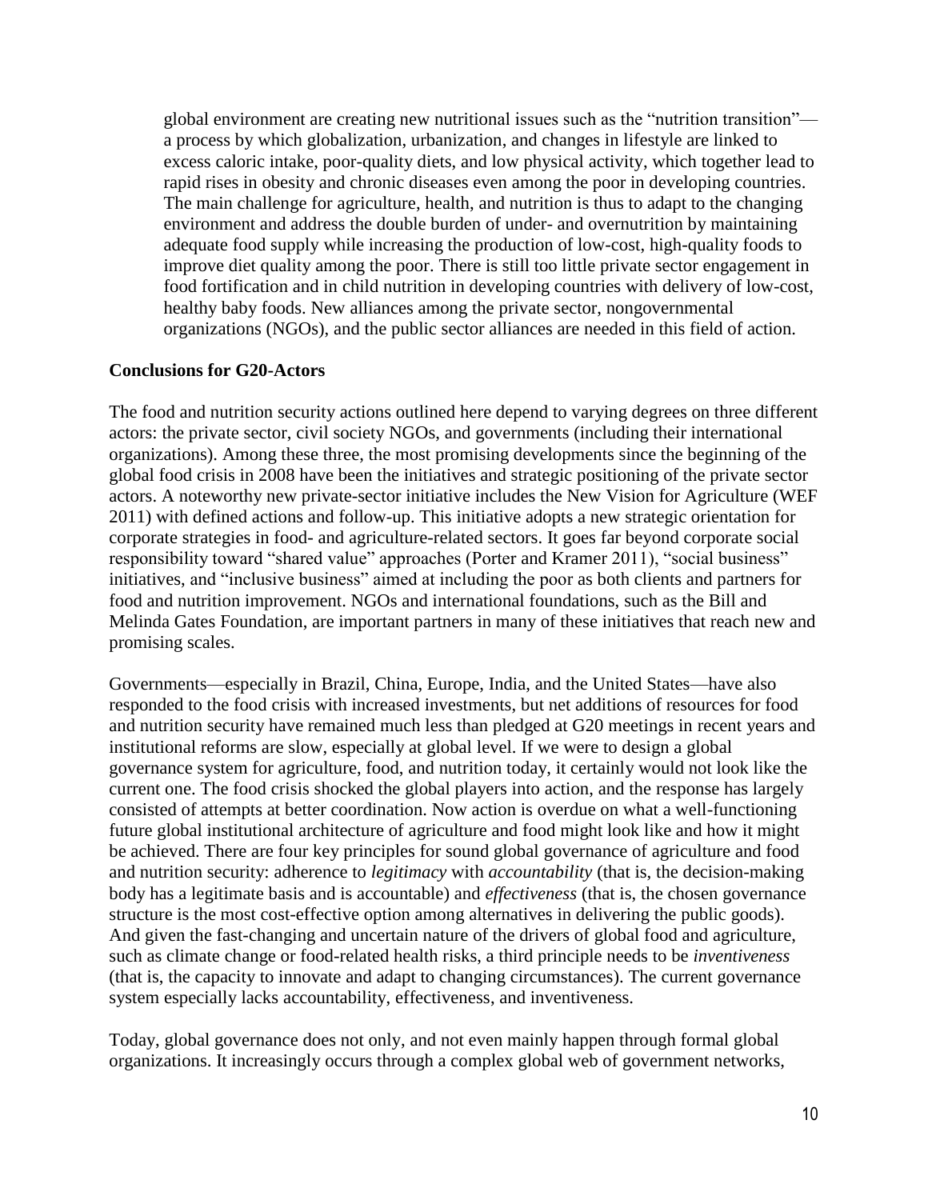global environment are creating new nutritional issues such as the "nutrition transition"—a process by which globalization, urbanization, and changes in lifestyle are linked to excess caloric intake, poor-quality diets, and low physical activity, which together lead to rapid rises in obesity and chronic diseases even among the poor in developing countries. The main challenge for agriculture, health, and nutrition is thus to adapt to the changing environment and address the double burden of under- and overnutrition by maintaining adequate food supply while increasing the production of low-cost, high-quality foods to improve diet quality among the poor. There is still too little private sector engagement in food fortification and in child nutrition in developing countries with delivery of low-cost, healthy baby foods. New alliances among the private sector, nongovernmental organizations (NGOs), and the public sector alliances are needed in this field of action.

**Conclusions for G20-Actors**

The food and nutrition security actions outlined here depend to varying degrees on three different actors: the private sector, civil society NGOs, and governments (including their international organizations). Among these three, the most promising developments since the beginning of the global food crisis in 2008 have been the initiatives and strategic positioning of the private sector actors. A noteworthy new private-sector initiative includes the New Vision for Agriculture (WEF 2011) with defined actions and follow-up. This initiative adopts a new strategic orientation for corporate strategies in food- and agriculture-related sectors. It goes far beyond corporate social responsibility toward "shared value" approaches (Porter and Kramer 2011), "social business" initiatives, and "inclusive business" aimed at including the poor as both clients and partners for food and nutrition improvement. NGOs and international foundations, such as the Bill and Melinda Gates Foundation, are important partners in many of these initiatives that reach new and promising scales.

Governments—especially in Brazil, China, Europe, India, and the United States—have also responded to the food crisis with increased investments, but net additions of resources for food and nutrition security have remained much less than pledged at G20 meetings in recent years and institutional reforms are slow, especially at global level. If we were to design a global governance system for agriculture, food, and nutrition today, it certainly would not look like the current one. The food crisis shocked the global players into action, and the response has largely consisted of attempts at better coordination. Now action is overdue on what a well-functioning future global institutional architecture of agriculture and food might look like and how it might be achieved. There are four key principles for sound global governance of agriculture and food and nutrition security: adherence to *legitimacy* with *accountability* (that is, the decision-making body has a legitimate basis and is accountable) and *effectiveness* (that is, the chosen governance structure is the most cost-effective option among alternatives in delivering the public goods). And given the fast-changing and uncertain nature of the drivers of global food and agriculture, such as climate change or food-related health risks, a third principle needs to be *inventiveness* (that is, the capacity to innovate and adapt to changing circumstances). The current governance system especially lacks accountability, effectiveness, and inventiveness.

Today, global governance does not only, and not even mainly happen through formal global organizations. It increasingly occurs through a complex global web of government networks,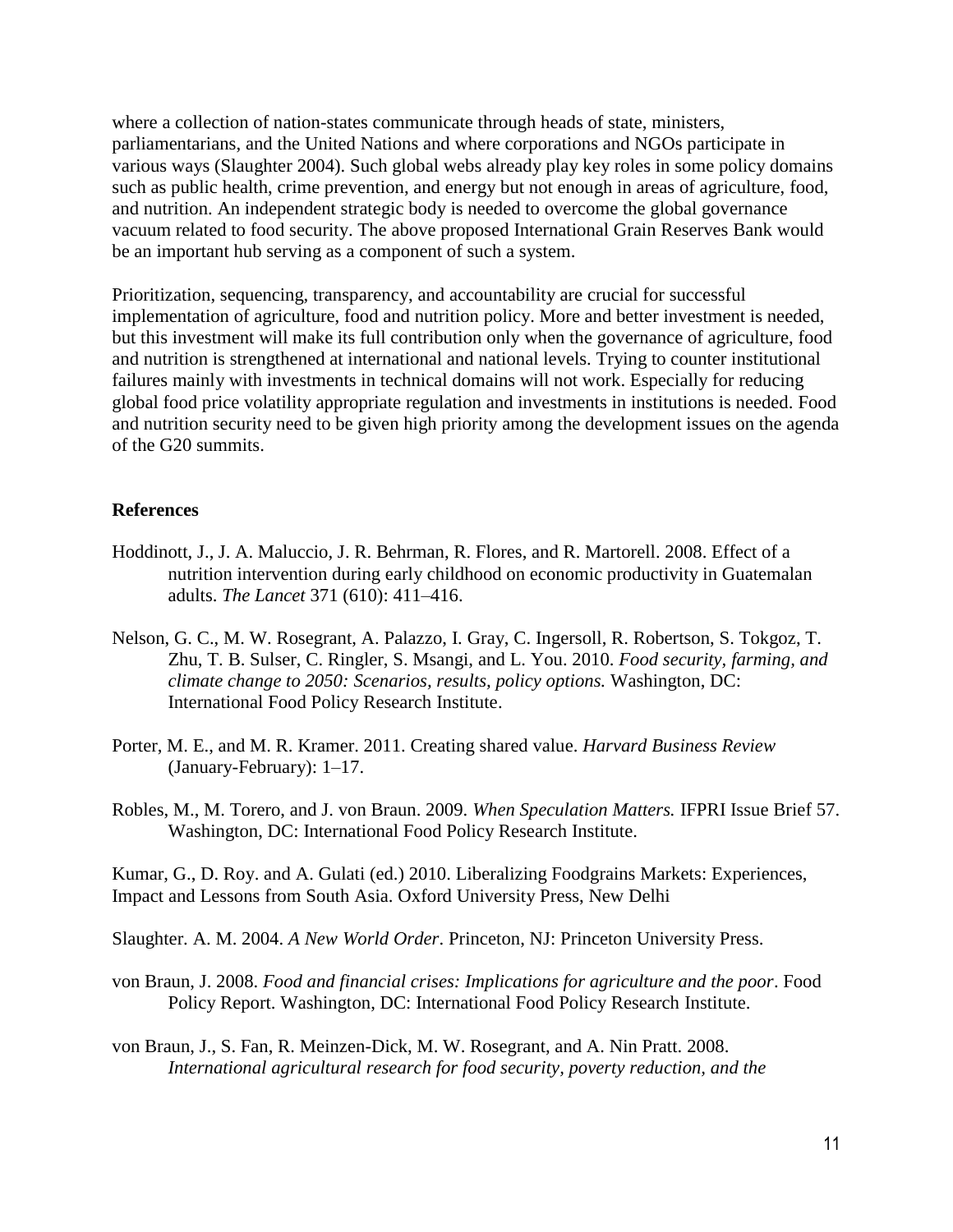where a collection of nation-states communicate through heads of state, ministers, parliamentarians, and the United Nations and where corporations and NGOs participate in various ways (Slaughter 2004). Such global webs already play key roles in some policy domains such as public health, crime prevention, and energy but not enough in areas of agriculture, food, and nutrition. An independent strategic body is needed to overcome the global governance vacuum related to food security. The above proposed International Grain Reserves Bank would be an important hub serving as a component of such a system.

Prioritization, sequencing, transparency, and accountability are crucial for successful implementation of agriculture, food and nutrition policy. More and better investment is needed, but this investment will make its full contribution only when the governance of agriculture, food and nutrition is strengthened at international and national levels. Trying to counter institutional failures mainly with investments in technical domains will not work. Especially for reducing global food price volatility appropriate regulation and investments in institutions is needed. Food and nutrition security need to be given high priority among the development issues on the agenda of the G20 summits.

**References**

Hoddinott, J., J. A. Maluccio, J. R. Behrman, R. Flores, and R. Martorell. 2008. Effect of a nutrition intervention during early childhood on economic productivity in Guatemalan adults. *The Lancet* 371 (610): 411–416.

Nelson, G. C., M. W. Rosegrant, A. Palazzo, I. Gray, C. Ingersoll, R. Robertson, S. Tokgoz, T. Zhu, T. B. Sulser, C. Ringler, S. Msangi, and L. You. 2010. *Food security, farming, and climate change to 2050: Scenarios, results, policy options.* Washington, DC: International Food Policy Research Institute.

Porter, M. E., and M. R. Kramer. 2011. Creating shared value. *Harvard Business Review* (January-February): 1–17.

Robles, M., M. Torero, and J. von Braun. 2009. *When Speculation Matters.* IFPRI Issue Brief 57. Washington, DC: International Food Policy Research Institute.

Kumar, G., D. Roy. and A. Gulati (ed.) 2010. Liberalizing Foodgrains Markets: Experiences, Impact and Lessons from South Asia. Oxford University Press, New Delhi

Slaughter. A. M. 2004. *A New World Order*. Princeton, NJ: Princeton University Press.

von Braun, J. 2008. *Food and financial crises: Implications for agriculture and the poor*. Food Policy Report. Washington, DC: International Food Policy Research Institute.

von Braun, J., S. Fan, R. Meinzen-Dick, M. W. Rosegrant, and A. Nin Pratt. 2008. *International agricultural research for food security, poverty reduction, and the*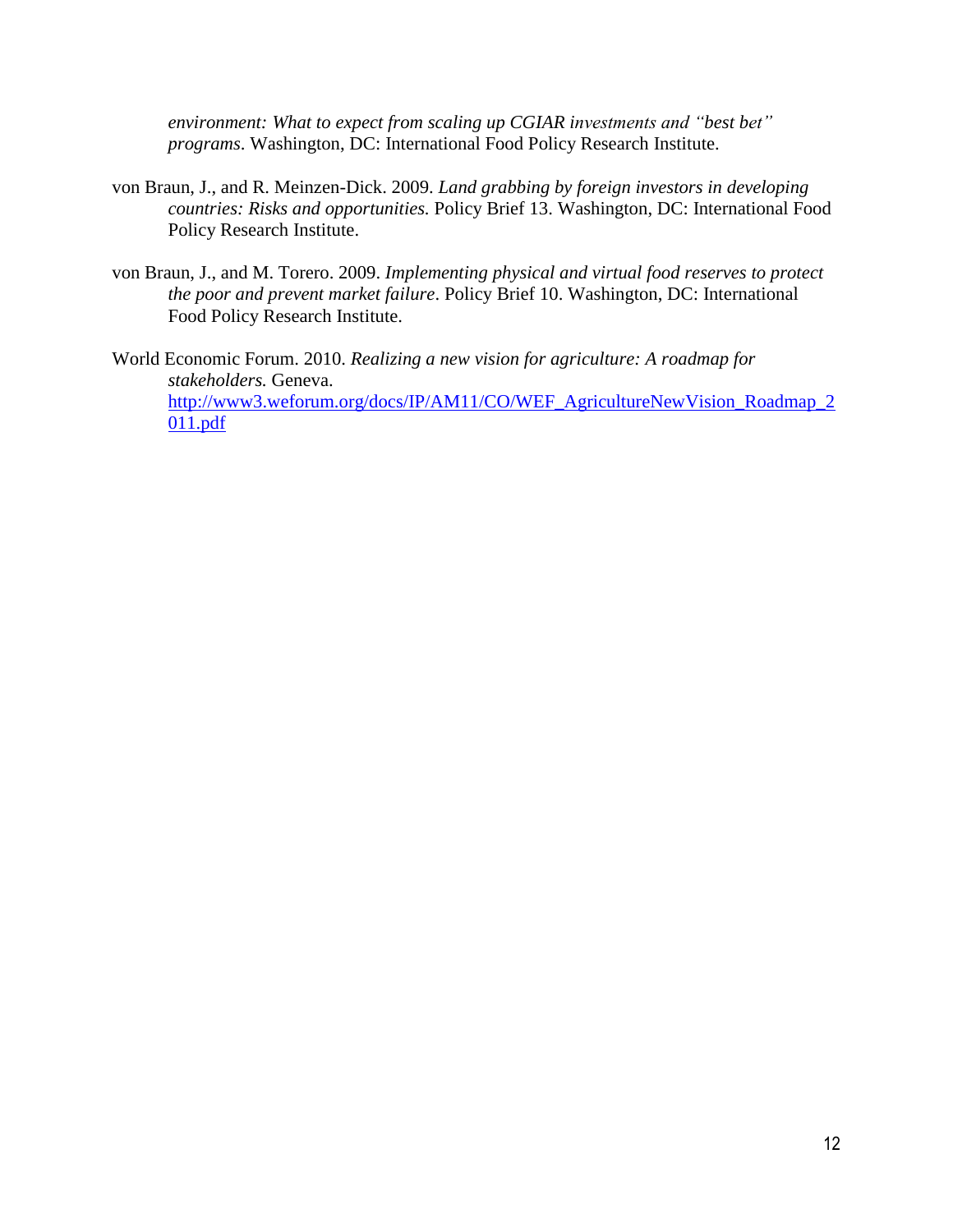*environment: What to expect from scaling up CGIAR investments and "best bet" programs*. Washington, DC: International Food Policy Research Institute.

von Braun, J., and R. Meinzen-Dick. 2009. *Land grabbing by foreign investors in developing countries: Risks and opportunities.* Policy Brief 13. Washington, DC: International Food Policy Research Institute.

von Braun, J., and M. Torero. 2009. *Implementing physical and virtual food reserves to protect the poor and prevent market failure*. Policy Brief 10. Washington, DC: International Food Policy Research Institute.

World Economic Forum. 2010. *Realizing a new vision for agriculture: A roadmap for stakeholders.* Geneva. http://www3.weforum.org/docs/IP/AM11/CO/WEF_AgricultureNewVision_Roadmap_2011.pdf